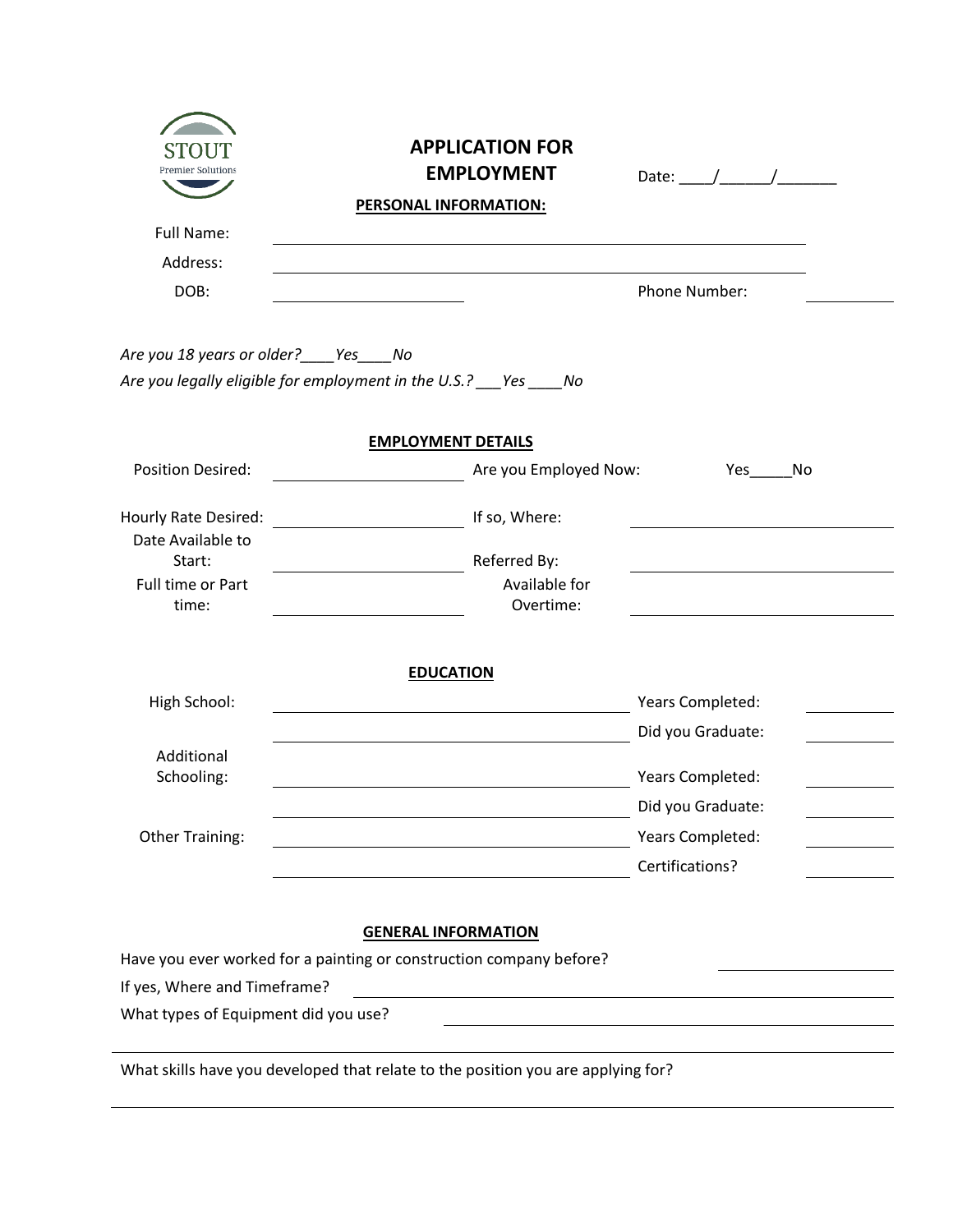STOUT
Premier Solutions

# APPLICATION FOR EMPLOYMENT

Date: ____/______/_______

## PERSONAL INFORMATION:

Full Name: ______________________________________________

Address: ______________________________________________

DOB: ____________________ Phone Number: __________

*Are you 18 years or older?____Yes____No*

*Are you legally eligible for employment in the U.S.? ___Yes ____No*

## EMPLOYMENT DETAILS

| | | | |
|---|---|---|---|
| Position Desired: | ____________________ | Are you Employed Now: | Yes_____No |
| Hourly Rate Desired: | ____________________ | If so, Where: | ____________________ |
| Date Available to Start: | ____________________ | Referred By: | ____________________ |
| Full time or Part time: | ____________________ | Available for Overtime: | ____________________ |

## EDUCATION

| | | | |
|---|---|---|---|
| High School: | ______________________________ | Years Completed: | __________ |
| | ______________________________ | Did you Graduate: | __________ |
| Additional Schooling: | ______________________________ | Years Completed: | __________ |
| | ______________________________ | Did you Graduate: | __________ |
| Other Training: | ______________________________ | Years Completed: | __________ |
| | ______________________________ | Certifications? | __________ |

## GENERAL INFORMATION

Have you ever worked for a painting or construction company before? ______________

If yes, Where and Timeframe? ______________________________________________

What types of Equipment did you use? ______________________________________

______________________________________________________________________

What skills have you developed that relate to the position you are applying for?

______________________________________________________________________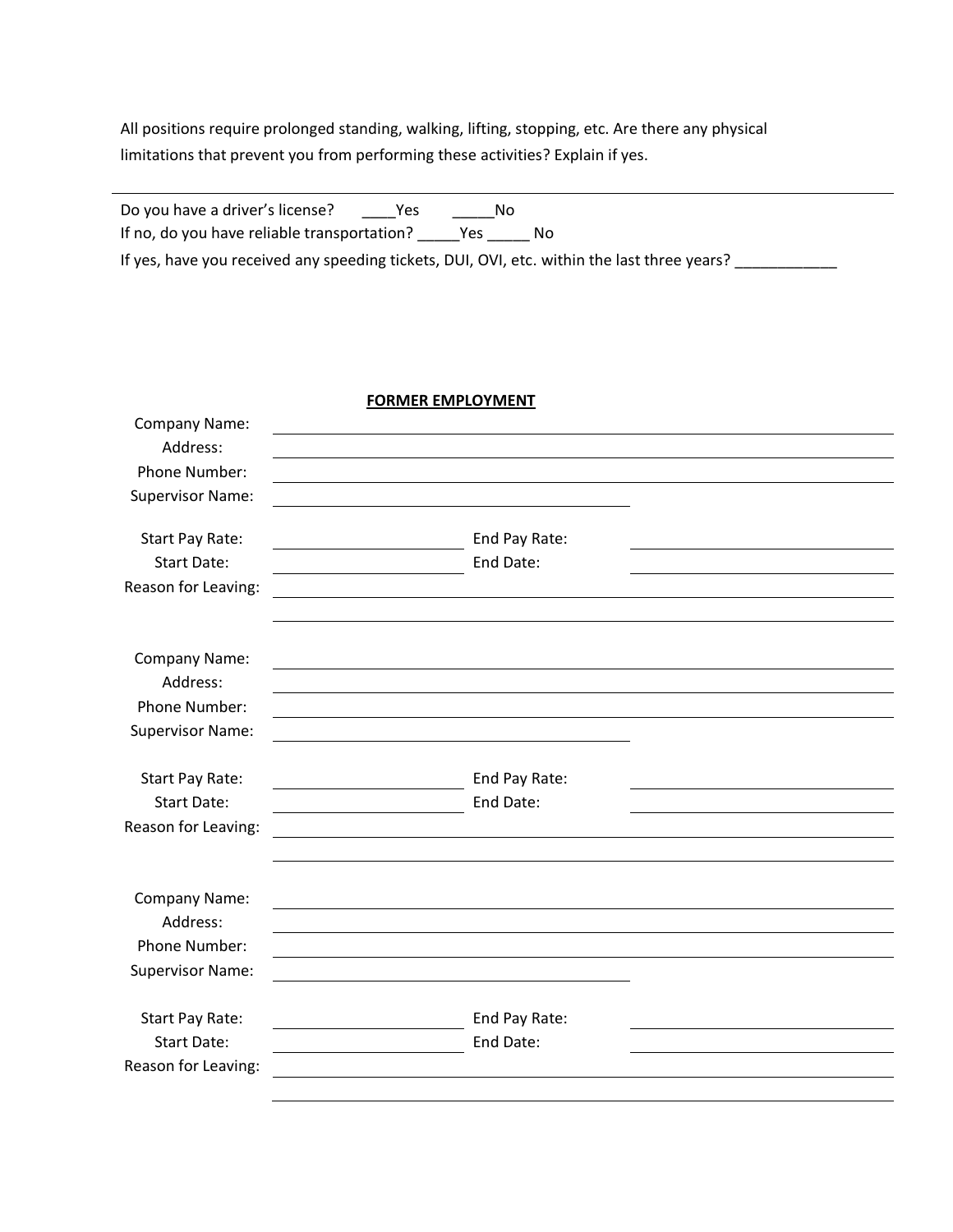All positions require prolonged standing, walking, lifting, stopping, etc. Are there any physical limitations that prevent you from performing these activities? Explain if yes.

---

Do you have a driver's license? ____Yes _____No

If no, do you have reliable transportation? _____Yes _____ No

If yes, have you received any speeding tickets, DUI, OVI, etc. within the last three years? ____________

**FORMER EMPLOYMENT**

Company Name: ____________________________________________

Address: ____________________________________________

Phone Number: ____________________________________________

Supervisor Name: ______________________________

Start Pay Rate: ________________ End Pay Rate: ________________

Start Date: ________________ End Date: ________________

Reason for Leaving: ____________________________________________

____________________________________________

Company Name: ____________________________________________

Address: ____________________________________________

Phone Number: ____________________________________________

Supervisor Name: ______________________________

Start Pay Rate: ________________ End Pay Rate: ________________

Start Date: ________________ End Date: ________________

Reason for Leaving: ____________________________________________

____________________________________________

Company Name: ____________________________________________

Address: ____________________________________________

Phone Number: ____________________________________________

Supervisor Name: ______________________________

Start Pay Rate: ________________ End Pay Rate: ________________

Start Date: ________________ End Date: ________________

Reason for Leaving: ____________________________________________

____________________________________________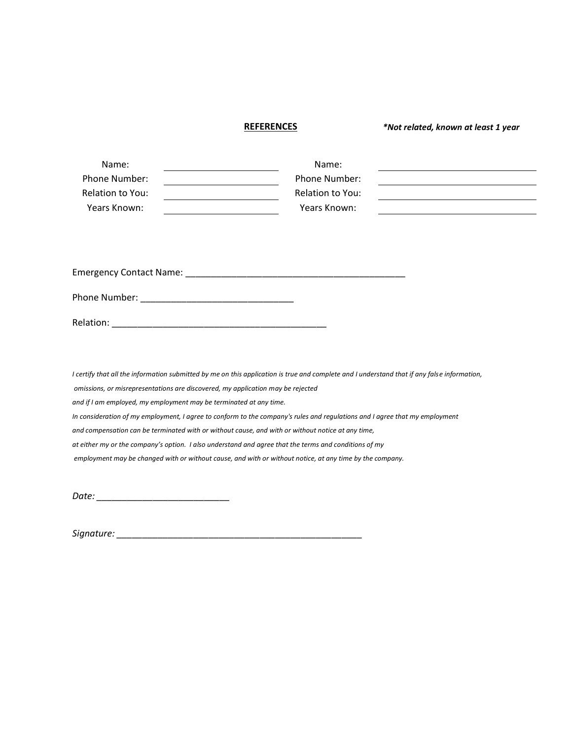**REFERENCES** ***Not related, known at least 1 year***

| | | | |
|---|---|---|---|
| Name: | | Name: | |
| Phone Number: | | Phone Number: | |
| Relation to You: | | Relation to You: | |
| Years Known: | | Years Known: | |

Emergency Contact Name: _____________________________________________

Phone Number: ______________________________

Relation: ___________________________________________

*I certify that all the information submitted by me on this application is true and complete and I understand that if any false information, omissions, or misrepresentations are discovered, my application may be rejected and if I am employed, my employment may be terminated at any time.*

*In consideration of my employment, I agree to conform to the company's rules and regulations and I agree that my employment and compensation can be terminated with or without cause, and with or without notice at any time, at either my or the company's option. I also understand and agree that the terms and conditions of my employment may be changed with or without cause, and with or without notice, at any time by the company.*

*Date:* __________________________

*Signature:* __________________________________________________